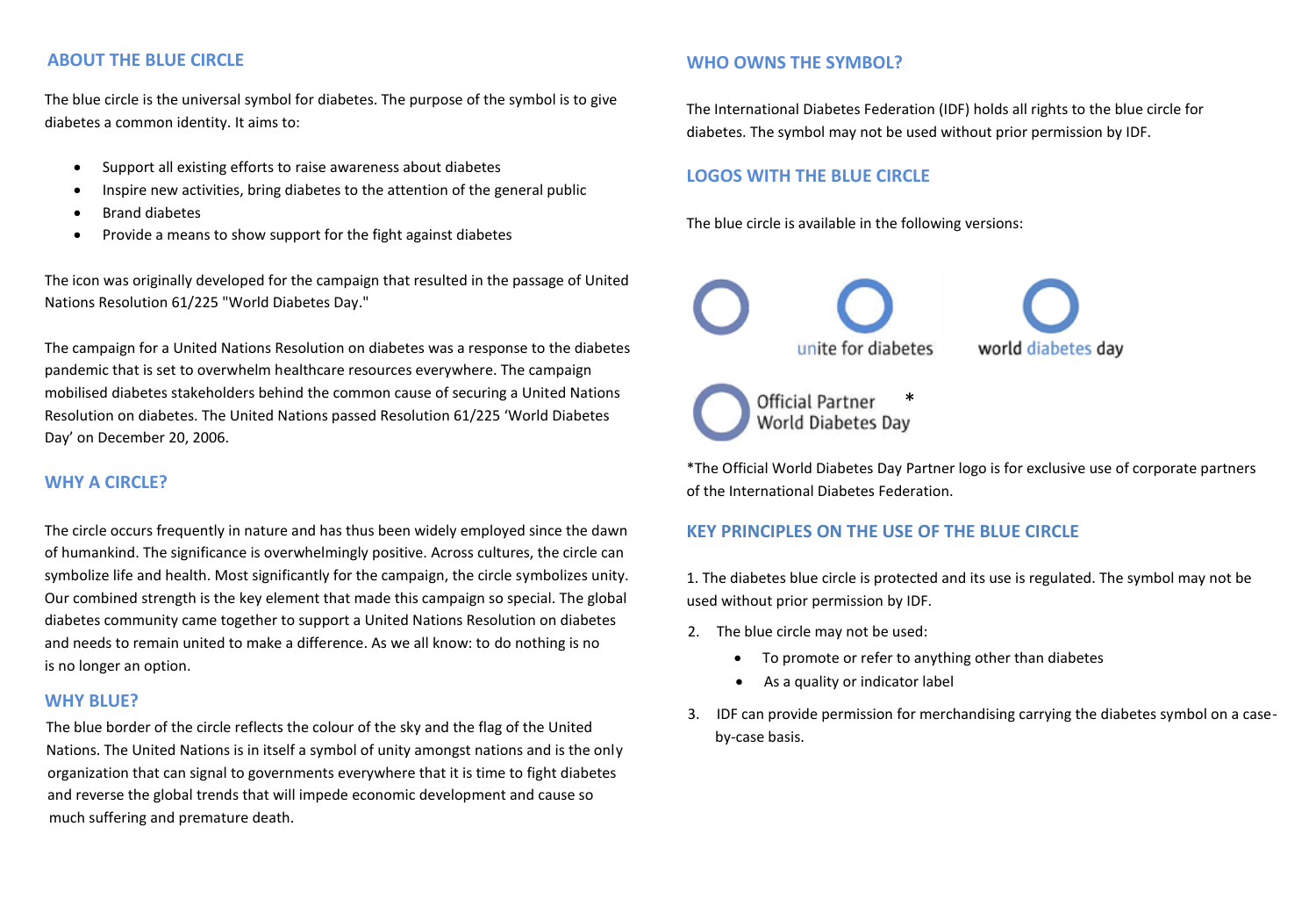## ABOUT THE BLUE CIRCLE

The blue circle is the universal symbol for diabetes. The purpose of the symbol is to give diabetes a common identity. It aims to:

- Support all existing efforts to raise awareness about diabetes
- Inspire new activities, bring diabetes to the attention of the general public
- Brand diabetes
- Provide a means to show support for the fight against diabetes

The icon was originally developed for the campaign that resulted in the passage of United Nations Resolution 61/225 "World Diabetes Day."

The campaign for a United Nations Resolution on diabetes was a response to the diabetes pandemic that is set to overwhelm healthcare resources everywhere. The campaign mobilised diabetes stakeholders behind the common cause of securing a United Nations Resolution on diabetes. The United Nations passed Resolution 61/225 'World Diabetes Day' on December 20, 2006.

## WHY A CIRCLE?

The circle occurs frequently in nature and has thus been widely employed since the dawn of humankind. The significance is overwhelmingly positive. Across cultures, the circle can symbolize life and health. Most significantly for the campaign, the circle symbolizes unity. Our combined strength is the key element that made this campaign so special. The global diabetes community came together to support a United Nations Resolution on diabetes and needs to remain united to make a difference. As we all know: to do nothing is no is no longer an option.

## WHY BLUE?

The blue border of the circle reflects the colour of the sky and the flag of the United Nations. The United Nations is in itself a symbol of unity amongst nations and is the only organization that can signal to governments everywhere that it is time to fight diabetes and reverse the global trends that will impede economic development and cause so much suffering and premature death.

## WHO OWNS THE SYMBOL?

The International Diabetes Federation (IDF) holds all rights to the blue circle for diabetes. The symbol may not be used without prior permission by IDF.

## LOGOS WITH THE BLUE CIRCLE

The blue circle is available in the following versions:

unite for diabetes

world diabetes day

Official Partner World Diabetes Day *

*The Official World Diabetes Day Partner logo is for exclusive use of corporate partners of the International Diabetes Federation.

## KEY PRINCIPLES ON THE USE OF THE BLUE CIRCLE

1. The diabetes blue circle is protected and its use is regulated. The symbol may not be used without prior permission by IDF.
2. The blue circle may not be used:
   - To promote or refer to anything other than diabetes
   - As a quality or indicator label
3. IDF can provide permission for merchandising carrying the diabetes symbol on a case-by-case basis.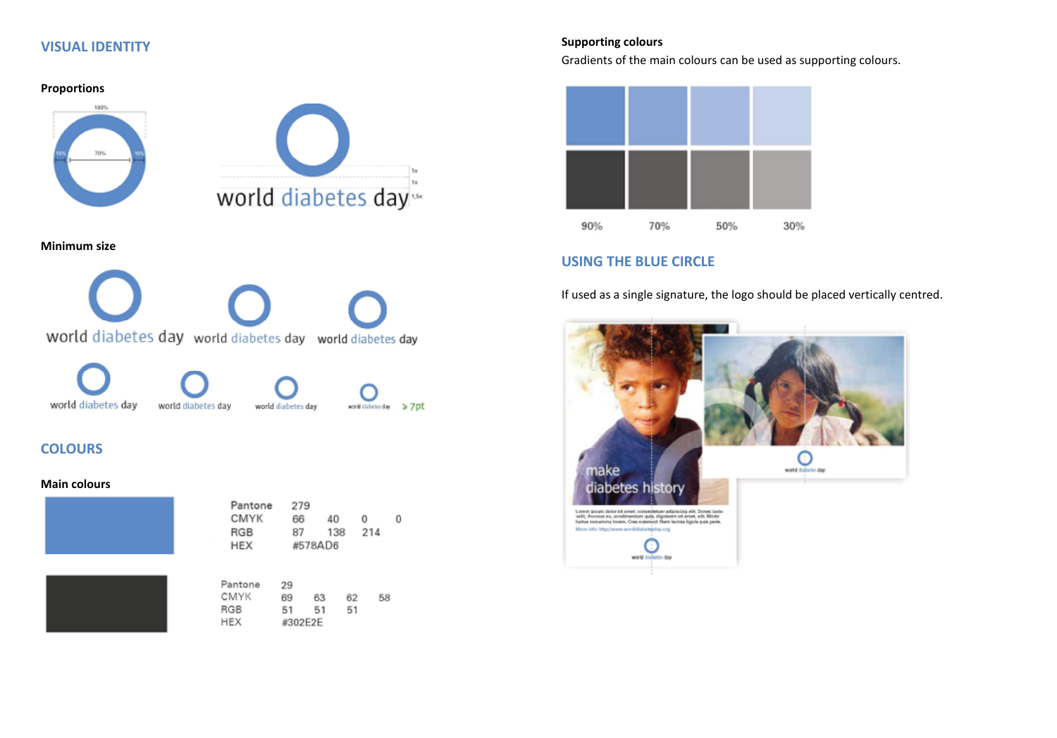## VISUAL IDENTITY

### Proportions

### Minimum size

## COLOURS

### Main colours

| | | | | |
|---|---|---|---|---|
| Pantone | 279 | | | |
| CMYK | 66 | 40 | 0 | 0 |
| RGB | 87 | 138 | 214 | |
| HEX | #578AD6 | | | |

| | | | | |
|---|---|---|---|---|
| Pantone | 29 | | | |
| CMYK | 69 | 63 | 62 | 58 |
| RGB | 51 | 51 | 51 | |
| HEX | #302E2E | | | |

### Supporting colours

Gradients of the main colours can be used as supporting colours.

90% 70% 50% 30%

## USING THE BLUE CIRCLE

If used as a single signature, the logo should be placed vertically centred.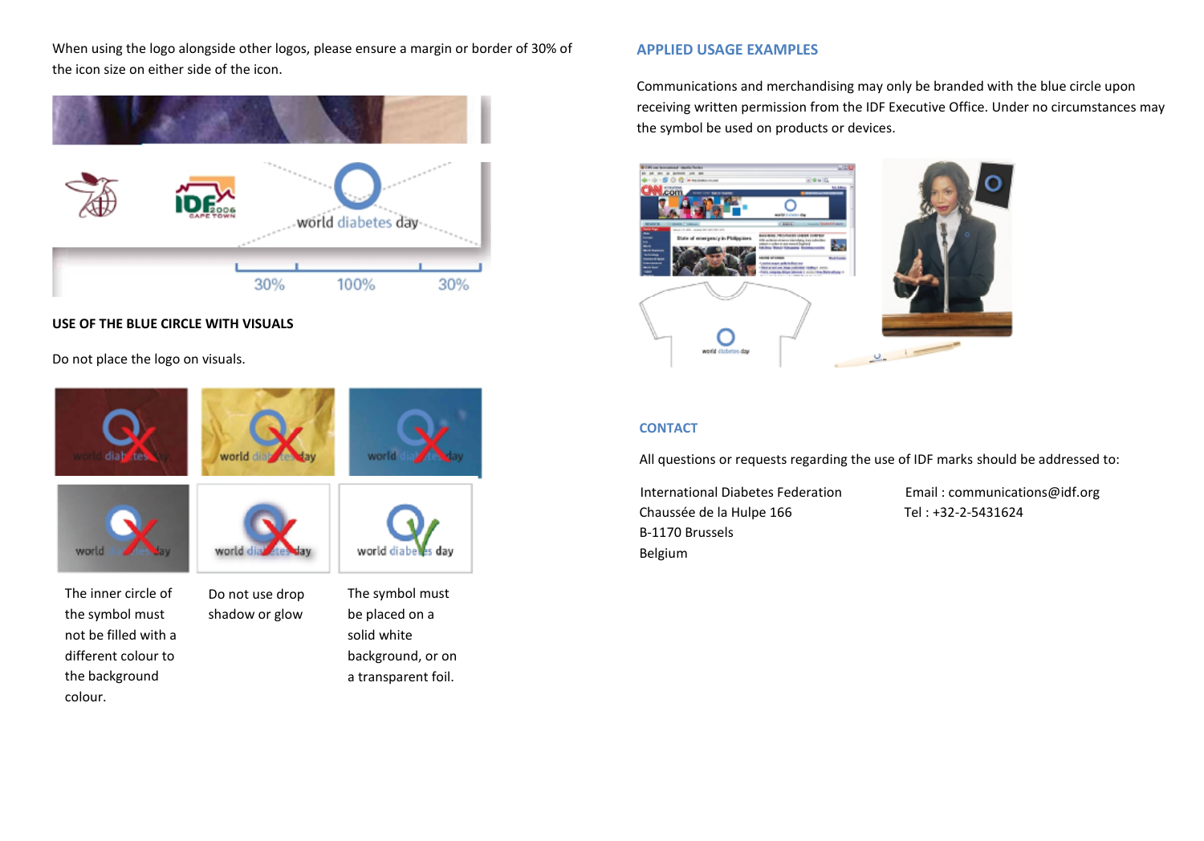When using the logo alongside other logos, please ensure a margin or border of 30% of the icon size on either side of the icon.

30% 100% 30%

**USE OF THE BLUE CIRCLE WITH VISUALS**

Do not place the logo on visuals.

The inner circle of the symbol must not be filled with a different colour to the background colour.

Do not use drop shadow or glow

The symbol must be placed on a solid white background, or on a transparent foil.

## APPLIED USAGE EXAMPLES

Communications and merchandising may only be branded with the blue circle upon receiving written permission from the IDF Executive Office. Under no circumstances may the symbol be used on products or devices.

## CONTACT

All questions or requests regarding the use of IDF marks should be addressed to:

International Diabetes Federation
Chaussée de la Hulpe 166
B-1170 Brussels
Belgium

Email : communications@idf.org
Tel : +32-2-5431624